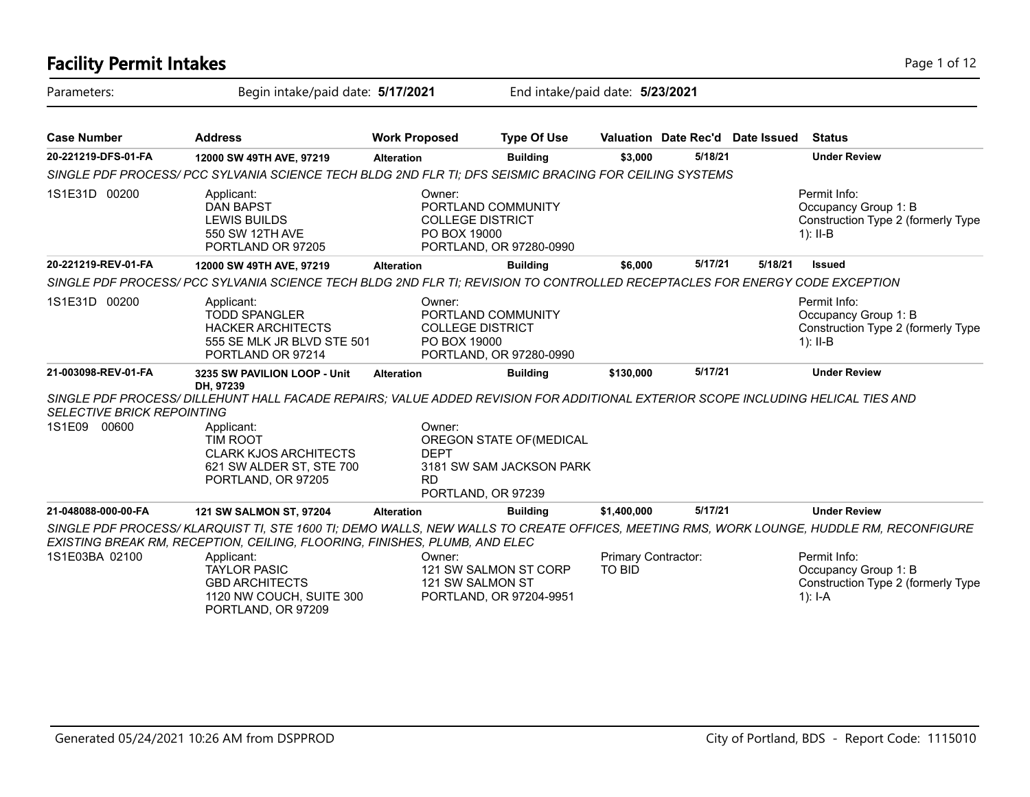# Facility Permit Intakes

Parameters: Begin intake/paid date: **5/17/2021** End intake/paid date: **5/23/2021**

| Case Number | Address | Work Proposed | Type Of Use | Valuation | Date Rec'd | Date Issued | Status |
|---|---|---|---|---|---|---|---|
| **20-221219-DFS-01-FA** | **12000 SW 49TH AVE, 97219** | **Alteration** | **Building** | **$3,000** | **5/18/21** | | **Under Review** |

*SINGLE PDF PROCESS/ PCC SYLVANIA SCIENCE TECH BLDG 2ND FLR TI; DFS SEISMIC BRACING FOR CEILING SYSTEMS*

1S1E31D 00200

Applicant:
DAN BAPST
LEWIS BUILDS
550 SW 12TH AVE
PORTLAND OR 97205

Owner:
PORTLAND COMMUNITY COLLEGE DISTRICT
PO BOX 19000
PORTLAND, OR 97280-0990

Permit Info:
Occupancy Group 1: B
Construction Type 2 (formerly Type 1): II-B

| Case Number | Address | Work Proposed | Type Of Use | Valuation | Date Rec'd | Date Issued | Status |
|---|---|---|---|---|---|---|---|
| **20-221219-REV-01-FA** | **12000 SW 49TH AVE, 97219** | **Alteration** | **Building** | **$6,000** | **5/17/21** | **5/18/21** | **Issued** |

*SINGLE PDF PROCESS/ PCC SYLVANIA SCIENCE TECH BLDG 2ND FLR TI; REVISION TO CONTROLLED RECEPTACLES FOR ENERGY CODE EXCEPTION*

1S1E31D 00200

Applicant:
TODD SPANGLER
HACKER ARCHITECTS
555 SE MLK JR BLVD STE 501
PORTLAND OR 97214

Owner:
PORTLAND COMMUNITY COLLEGE DISTRICT
PO BOX 19000
PORTLAND, OR 97280-0990

Permit Info:
Occupancy Group 1: B
Construction Type 2 (formerly Type 1): II-B

| Case Number | Address | Work Proposed | Type Of Use | Valuation | Date Rec'd | Date Issued | Status |
|---|---|---|---|---|---|---|---|
| **21-003098-REV-01-FA** | **3235 SW PAVILION LOOP - Unit DH, 97239** | **Alteration** | **Building** | **$130,000** | **5/17/21** | | **Under Review** |

*SINGLE PDF PROCESS/ DILLEHUNT HALL FACADE REPAIRS; VALUE ADDED REVISION FOR ADDITIONAL EXTERIOR SCOPE INCLUDING HELICAL TIES AND SELECTIVE BRICK REPOINTING*

1S1E09 00600

Applicant:
TIM ROOT
CLARK KJOS ARCHITECTS
621 SW ALDER ST, STE 700
PORTLAND, OR 97205

Owner:
OREGON STATE OF(MEDICAL DEPT
3181 SW SAM JACKSON PARK RD
PORTLAND, OR 97239

| Case Number | Address | Work Proposed | Type Of Use | Valuation | Date Rec'd | Date Issued | Status |
|---|---|---|---|---|---|---|---|
| **21-048088-000-00-FA** | **121 SW SALMON ST, 97204** | **Alteration** | **Building** | **$1,400,000** | **5/17/21** | | **Under Review** |

*SINGLE PDF PROCESS/ KLARQUIST TI, STE 1600 TI; DEMO WALLS, NEW WALLS TO CREATE OFFICES, MEETING RMS, WORK LOUNGE, HUDDLE RM, RECONFIGURE EXISTING BREAK RM, RECEPTION, CEILING, FLOORING, FINISHES, PLUMB, AND ELEC*

1S1E03BA 02100

Applicant:
TAYLOR PASIC
GBD ARCHITECTS
1120 NW COUCH, SUITE 300
PORTLAND, OR 97209

Owner:
121 SW SALMON ST CORP
121 SW SALMON ST
PORTLAND, OR 97204-9951

Primary Contractor:
TO BID

Permit Info:
Occupancy Group 1: B
Construction Type 2 (formerly Type 1): I-A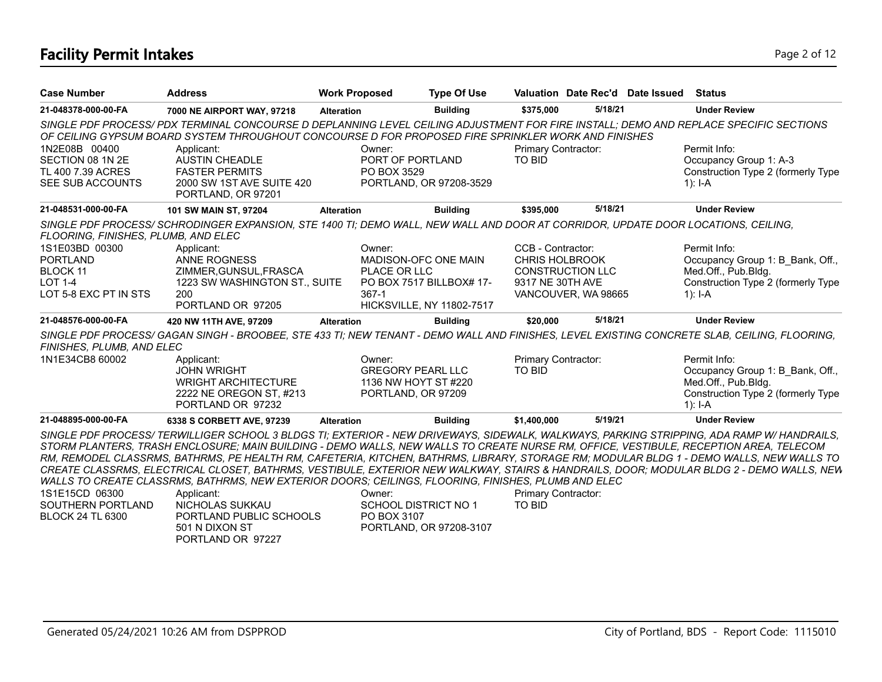# Facility Permit Intakes

| Case Number | Address | Work Proposed | Type Of Use | Valuation | Date Rec'd | Date Issued | Status |
|---|---|---|---|---|---|---|---|
| 21-048378-000-00-FA | 7000 NE AIRPORT WAY, 97218 | Alteration | Building | $375,000 | 5/18/21 | | Under Review |

*SINGLE PDF PROCESS/ PDX TERMINAL CONCOURSE D DEPLANNING LEVEL CEILING ADJUSTMENT FOR FIRE INSTALL; DEMO AND REPLACE SPECIFIC SECTIONS OF CEILING GYPSUM BOARD SYSTEM THROUGHOUT CONCOURSE D FOR PROPOSED FIRE SPRINKLER WORK AND FINISHES*

1N2E08B 00400
SECTION 08 1N 2E
TL 400 7.39 ACRES
SEE SUB ACCOUNTS

Applicant:
AUSTIN CHEADLE
FASTER PERMITS
2000 SW 1ST AVE SUITE 420
PORTLAND, OR 97201

Owner:
PORT OF PORTLAND
PO BOX 3529
PORTLAND, OR 97208-3529

Primary Contractor:
TO BID

Permit Info:
Occupancy Group 1: A-3
Construction Type 2 (formerly Type 1): I-A

| Case Number | Address | Work Proposed | Type Of Use | Valuation | Date Rec'd | Date Issued | Status |
|---|---|---|---|---|---|---|---|
| 21-048531-000-00-FA | 101 SW MAIN ST, 97204 | Alteration | Building | $395,000 | 5/18/21 | | Under Review |

*SINGLE PDF PROCESS/ SCHRODINGER EXPANSION, STE 1400 TI; DEMO WALL, NEW WALL AND DOOR AT CORRIDOR, UPDATE DOOR LOCATIONS, CEILING, FLOORING, FINISHES, PLUMB, AND ELEC*

1S1E03BD 00300
PORTLAND
BLOCK 11
LOT 1-4
LOT 5-8 EXC PT IN STS

Applicant:
ANNE ROGNESS
ZIMMER,GUNSUL,FRASCA
1223 SW WASHINGTON ST., SUITE 200
PORTLAND OR 97205

Owner:
MADISON-OFC ONE MAIN PLACE OR LLC
PO BOX 7517 BILLBOX# 17-367-1
HICKSVILLE, NY 11802-7517

CCB - Contractor:
CHRIS HOLBROOK
CONSTRUCTION LLC
9317 NE 30TH AVE
VANCOUVER, WA 98665

Permit Info:
Occupancy Group 1: B_Bank, Off., Med.Off., Pub.Bldg.
Construction Type 2 (formerly Type 1): I-A

| Case Number | Address | Work Proposed | Type Of Use | Valuation | Date Rec'd | Date Issued | Status |
|---|---|---|---|---|---|---|---|
| 21-048576-000-00-FA | 420 NW 11TH AVE, 97209 | Alteration | Building | $20,000 | 5/18/21 | | Under Review |

*SINGLE PDF PROCESS/ GAGAN SINGH - BROOBEE, STE 433 TI; NEW TENANT - DEMO WALL AND FINISHES, LEVEL EXISTING CONCRETE SLAB, CEILING, FLOORING, FINISHES, PLUMB, AND ELEC*

1N1E34CB8 60002

Applicant:
JOHN WRIGHT
WRIGHT ARCHITECTURE
2222 NE OREGON ST, #213
PORTLAND OR 97232

Owner:
GREGORY PEARL LLC
1136 NW HOYT ST #220
PORTLAND, OR 97209

Primary Contractor:
TO BID

Permit Info:
Occupancy Group 1: B_Bank, Off., Med.Off., Pub.Bldg.
Construction Type 2 (formerly Type 1): I-A

| Case Number | Address | Work Proposed | Type Of Use | Valuation | Date Rec'd | Date Issued | Status |
|---|---|---|---|---|---|---|---|
| 21-048895-000-00-FA | 6338 S CORBETT AVE, 97239 | Alteration | Building | $1,400,000 | 5/19/21 | | Under Review |

*SINGLE PDF PROCESS/ TERWILLIGER SCHOOL 3 BLDGS TI; EXTERIOR - NEW DRIVEWAYS, SIDEWALK, WALKWAYS, PARKING STRIPPING, ADA RAMP W/ HANDRAILS, STORM PLANTERS, TRASH ENCLOSURE; MAIN BUILDING - DEMO WALLS, NEW WALLS TO CREATE NURSE RM, OFFICE, VESTIBULE, RECEPTION AREA, TELECOM RM, REMODEL CLASSRMS, BATHRMS, PE HEALTH RM, CAFETERIA, KITCHEN, BATHRMS, LIBRARY, STORAGE RM; MODULAR BLDG 1 - DEMO WALLS, NEW WALLS TO CREATE CLASSRMS, ELECTRICAL CLOSET, BATHRMS, VESTIBULE, EXTERIOR NEW WALKWAY, STAIRS & HANDRAILS, DOOR; MODULAR BLDG 2 - DEMO WALLS, NEW WALLS TO CREATE CLASSRMS, BATHRMS, NEW EXTERIOR DOORS; CEILINGS, FLOORING, FINISHES, PLUMB AND ELEC*

1S1E15CD 06300
SOUTHERN PORTLAND
BLOCK 24 TL 6300

Applicant:
NICHOLAS SUKKAU
PORTLAND PUBLIC SCHOOLS
501 N DIXON ST
PORTLAND OR 97227

Owner:
SCHOOL DISTRICT NO 1
PO BOX 3107
PORTLAND, OR 97208-3107

Primary Contractor:
TO BID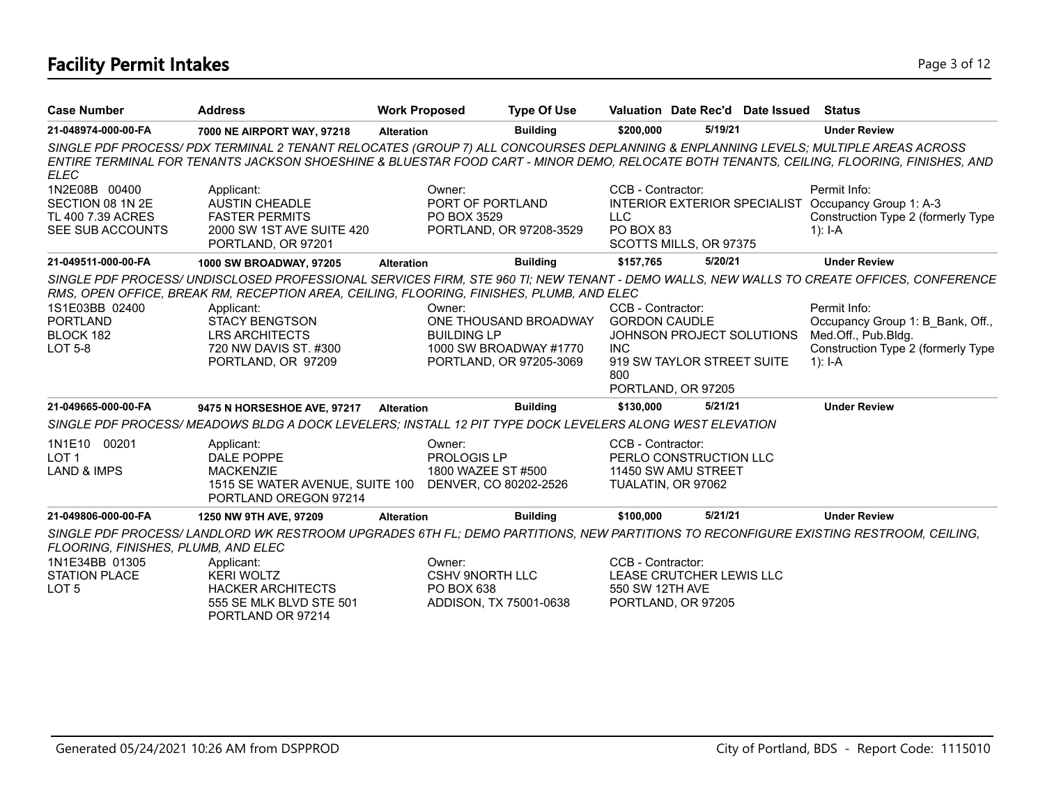# Facility Permit Intakes

| Case Number | Address | Work Proposed | Type Of Use | Valuation | Date Rec'd | Date Issued | Status |
|---|---|---|---|---|---|---|---|
| **21-048974-000-00-FA** | **7000 NE AIRPORT WAY, 97218** | **Alteration** | **Building** | **$200,000** | **5/19/21** | | **Under Review** |

*SINGLE PDF PROCESS/ PDX TERMINAL 2 TENANT RELOCATES (GROUP 7) ALL CONCOURSES DEPLANNING & ENPLANNING LEVELS; MULTIPLE AREAS ACROSS ENTIRE TERMINAL FOR TENANTS JACKSON SHOESHINE & BLUESTAR FOOD CART - MINOR DEMO, RELOCATE BOTH TENANTS, CEILING, FLOORING, FINISHES, AND ELEC*

1N2E08B 00400
SECTION 08 1N 2E
TL 400 7.39 ACRES
SEE SUB ACCOUNTS

Applicant:
AUSTIN CHEADLE
FASTER PERMITS
2000 SW 1ST AVE SUITE 420
PORTLAND, OR 97201

Owner:
PORT OF PORTLAND
PO BOX 3529
PORTLAND, OR 97208-3529

CCB - Contractor:
INTERIOR EXTERIOR SPECIALIST LLC
PO BOX 83
SCOTTS MILLS, OR 97375

Permit Info:
Occupancy Group 1: A-3
Construction Type 2 (formerly Type 1): I-A

| Case Number | Address | Work Proposed | Type Of Use | Valuation | Date Rec'd | Date Issued | Status |
|---|---|---|---|---|---|---|---|
| **21-049511-000-00-FA** | **1000 SW BROADWAY, 97205** | **Alteration** | **Building** | **$157,765** | **5/20/21** | | **Under Review** |

*SINGLE PDF PROCESS/ UNDISCLOSED PROFESSIONAL SERVICES FIRM, STE 960 TI; NEW TENANT - DEMO WALLS, NEW WALLS TO CREATE OFFICES, CONFERENCE RMS, OPEN OFFICE, BREAK RM, RECEPTION AREA, CEILING, FLOORING, FINISHES, PLUMB, AND ELEC*

1S1E03BB 02400
PORTLAND
BLOCK 182
LOT 5-8

Applicant:
STACY BENGTSON
LRS ARCHITECTS
720 NW DAVIS ST. #300
PORTLAND, OR 97209

Owner:
ONE THOUSAND BROADWAY BUILDING LP
1000 SW BROADWAY #1770
PORTLAND, OR 97205-3069

CCB - Contractor:
GORDON CAUDLE
JOHNSON PROJECT SOLUTIONS INC
919 SW TAYLOR STREET SUITE 800
PORTLAND, OR 97205

Permit Info:
Occupancy Group 1: B_Bank, Off., Med.Off., Pub.Bldg.
Construction Type 2 (formerly Type 1): I-A

| Case Number | Address | Work Proposed | Type Of Use | Valuation | Date Rec'd | Date Issued | Status |
|---|---|---|---|---|---|---|---|
| **21-049665-000-00-FA** | **9475 N HORSESHOE AVE, 97217** | **Alteration** | **Building** | **$130,000** | **5/21/21** | | **Under Review** |

*SINGLE PDF PROCESS/ MEADOWS BLDG A DOCK LEVELERS; INSTALL 12 PIT TYPE DOCK LEVELERS ALONG WEST ELEVATION*

1N1E10 00201
LOT 1
LAND & IMPS

Applicant:
DALE POPPE
MACKENZIE
1515 SE WATER AVENUE, SUITE 100
PORTLAND OREGON 97214

Owner:
PROLOGIS LP
1800 WAZEE ST #500
DENVER, CO 80202-2526

CCB - Contractor:
PERLO CONSTRUCTION LLC
11450 SW AMU STREET
TUALATIN, OR 97062

| Case Number | Address | Work Proposed | Type Of Use | Valuation | Date Rec'd | Date Issued | Status |
|---|---|---|---|---|---|---|---|
| **21-049806-000-00-FA** | **1250 NW 9TH AVE, 97209** | **Alteration** | **Building** | **$100,000** | **5/21/21** | | **Under Review** |

*SINGLE PDF PROCESS/ LANDLORD WK RESTROOM UPGRADES 6TH FL; DEMO PARTITIONS, NEW PARTITIONS TO RECONFIGURE EXISTING RESTROOM, CEILING, FLOORING, FINISHES, PLUMB, AND ELEC*

1N1E34BB 01305
STATION PLACE
LOT 5

Applicant:
KERI WOLTZ
HACKER ARCHITECTS
555 SE MLK BLVD STE 501
PORTLAND OR 97214

Owner:
CSHV 9NORTH LLC
PO BOX 638
ADDISON, TX 75001-0638

CCB - Contractor:
LEASE CRUTCHER LEWIS LLC
550 SW 12TH AVE
PORTLAND, OR 97205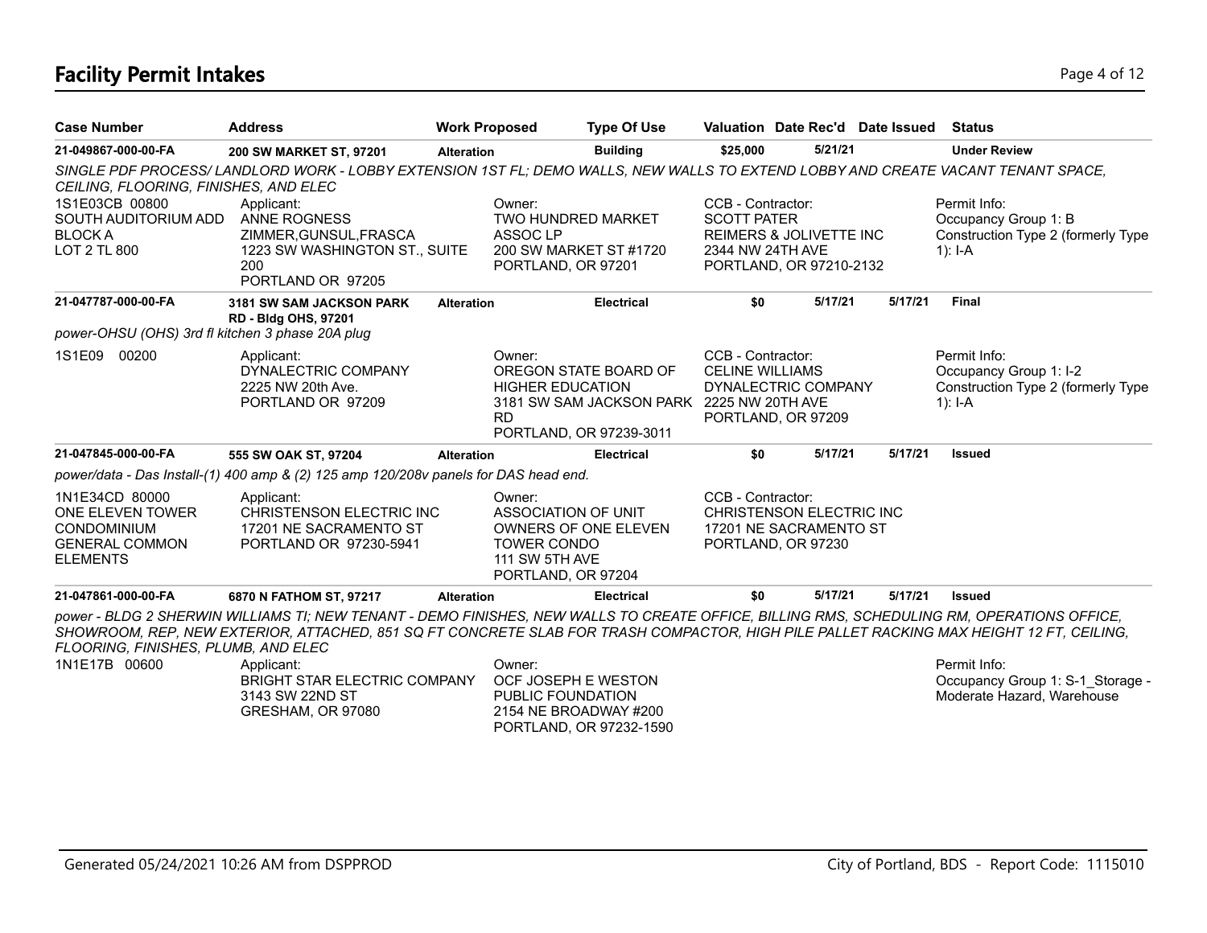# Facility Permit Intakes

| Case Number | Address | Work Proposed | Type Of Use | Valuation | Date Rec'd | Date Issued | Status |
|---|---|---|---|---|---|---|---|
| **21-049867-000-00-FA** | **200 SW MARKET ST, 97201** | **Alteration** | **Building** | **$25,000** | **5/21/21** | | **Under Review** |

*SINGLE PDF PROCESS/ LANDLORD WORK - LOBBY EXTENSION 1ST FL; DEMO WALLS, NEW WALLS TO EXTEND LOBBY AND CREATE VACANT TENANT SPACE, CEILING, FLOORING, FINISHES, AND ELEC*

1S1E03CB 00800
SOUTH AUDITORIUM ADD
BLOCK A
LOT 2 TL 800

Applicant:
ANNE ROGNESS
ZIMMER,GUNSUL,FRASCA
1223 SW WASHINGTON ST., SUITE 200
PORTLAND OR 97205

Owner:
TWO HUNDRED MARKET ASSOC LP
200 SW MARKET ST #1720
PORTLAND, OR 97201

CCB - Contractor:
SCOTT PATER
REIMERS & JOLIVETTE INC
2344 NW 24TH AVE
PORTLAND, OR 97210-2132

Permit Info:
Occupancy Group 1: B
Construction Type 2 (formerly Type 1): I-A

| Case Number | Address | Work Proposed | Type Of Use | Valuation | Date Rec'd | Date Issued | Status |
|---|---|---|---|---|---|---|---|
| **21-047787-000-00-FA** | **3181 SW SAM JACKSON PARK RD - Bldg OHS, 97201** | **Alteration** | **Electrical** | **$0** | **5/17/21** | **5/17/21** | **Final** |

*power-OHSU (OHS) 3rd fl kitchen 3 phase 20A plug*

1S1E09 00200

Applicant:
DYNALECTRIC COMPANY
2225 NW 20th Ave.
PORTLAND OR 97209

Owner:
OREGON STATE BOARD OF HIGHER EDUCATION
3181 SW SAM JACKSON PARK RD
PORTLAND, OR 97239-3011

CCB - Contractor:
CELINE WILLIAMS
DYNALECTRIC COMPANY
2225 NW 20TH AVE
PORTLAND, OR 97209

Permit Info:
Occupancy Group 1: I-2
Construction Type 2 (formerly Type 1): I-A

| Case Number | Address | Work Proposed | Type Of Use | Valuation | Date Rec'd | Date Issued | Status |
|---|---|---|---|---|---|---|---|
| **21-047845-000-00-FA** | **555 SW OAK ST, 97204** | **Alteration** | **Electrical** | **$0** | **5/17/21** | **5/17/21** | **Issued** |

*power/data - Das Install-(1) 400 amp & (2) 125 amp 120/208v panels for DAS head end.*

1N1E34CD 80000
ONE ELEVEN TOWER CONDOMINIUM
GENERAL COMMON ELEMENTS

Applicant:
CHRISTENSON ELECTRIC INC
17201 NE SACRAMENTO ST
PORTLAND OR 97230-5941

Owner:
ASSOCIATION OF UNIT OWNERS OF ONE ELEVEN TOWER CONDO
111 SW 5TH AVE
PORTLAND, OR 97204

CCB - Contractor:
CHRISTENSON ELECTRIC INC
17201 NE SACRAMENTO ST
PORTLAND, OR 97230

| Case Number | Address | Work Proposed | Type Of Use | Valuation | Date Rec'd | Date Issued | Status |
|---|---|---|---|---|---|---|---|
| **21-047861-000-00-FA** | **6870 N FATHOM ST, 97217** | **Alteration** | **Electrical** | **$0** | **5/17/21** | **5/17/21** | **Issued** |

*power - BLDG 2 SHERWIN WILLIAMS TI; NEW TENANT - DEMO FINISHES, NEW WALLS TO CREATE OFFICE, BILLING RMS, SCHEDULING RM, OPERATIONS OFFICE, SHOWROOM, REP, NEW EXTERIOR, ATTACHED, 851 SQ FT CONCRETE SLAB FOR TRASH COMPACTOR, HIGH PILE PALLET RACKING MAX HEIGHT 12 FT, CEILING, FLOORING, FINISHES, PLUMB, AND ELEC*

1N1E17B 00600

Applicant:
BRIGHT STAR ELECTRIC COMPANY
3143 SW 22ND ST
GRESHAM, OR 97080

Owner:
OCF JOSEPH E WESTON PUBLIC FOUNDATION
2154 NE BROADWAY #200
PORTLAND, OR 97232-1590

Permit Info:
Occupancy Group 1: S-1_Storage - Moderate Hazard, Warehouse

Generated 05/24/2021 10:26 AM from DSPPROD

City of Portland, BDS - Report Code: 1115010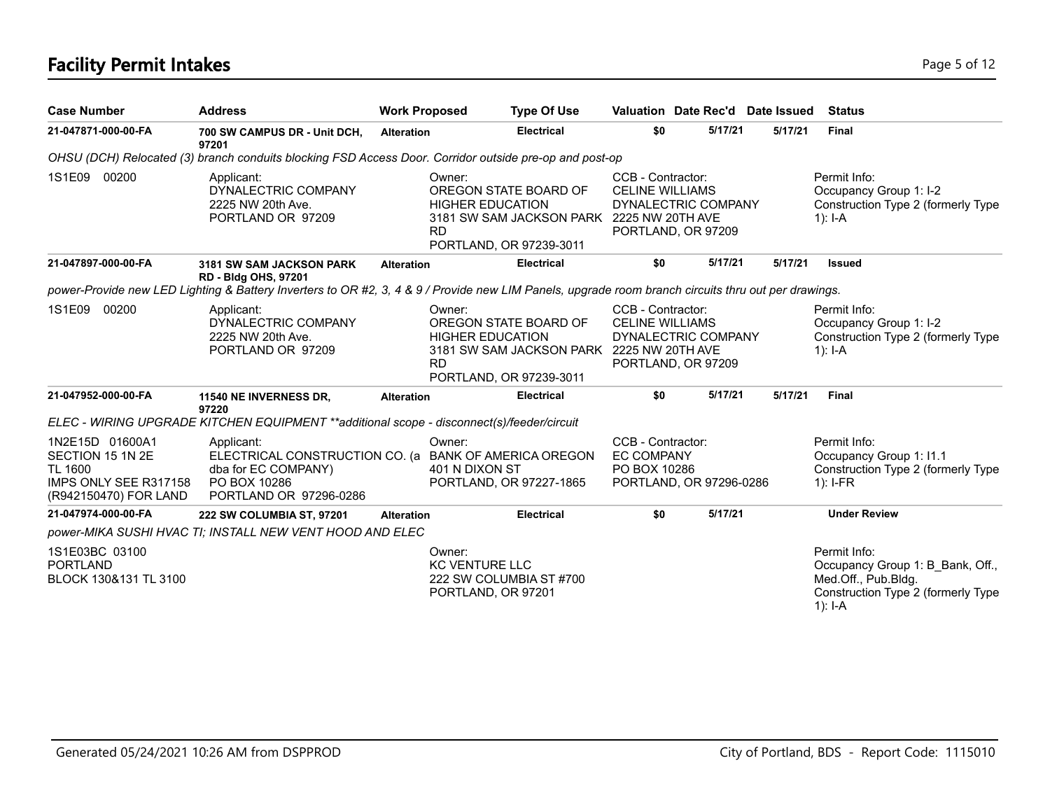# Facility Permit Intakes

| Case Number | Address | Work Proposed | Type Of Use | Valuation | Date Rec'd | Date Issued | Status |
|---|---|---|---|---|---|---|---|
| 21-047871-000-00-FA | 700 SW CAMPUS DR - Unit DCH, 97201 | Alteration | Electrical | $0 | 5/17/21 | 5/17/21 | Final |

*OHSU (DCH) Relocated (3) branch conduits blocking FSD Access Door. Corridor outside pre-op and post-op*

1S1E09 00200

Applicant:
DYNALECTRIC COMPANY
2225 NW 20th Ave.
PORTLAND OR 97209

Owner:
OREGON STATE BOARD OF HIGHER EDUCATION
3181 SW SAM JACKSON PARK RD
PORTLAND, OR 97239-3011

CCB - Contractor:
CELINE WILLIAMS
DYNALECTRIC COMPANY
2225 NW 20TH AVE
PORTLAND, OR 97209

Permit Info:
Occupancy Group 1: I-2
Construction Type 2 (formerly Type 1): I-A

| Case Number | Address | Work Proposed | Type Of Use | Valuation | Date Rec'd | Date Issued | Status |
|---|---|---|---|---|---|---|---|
| 21-047897-000-00-FA | 3181 SW SAM JACKSON PARK RD - Bldg OHS, 97201 | Alteration | Electrical | $0 | 5/17/21 | 5/17/21 | Issued |

*power-Provide new LED Lighting & Battery Inverters to OR #2, 3, 4 & 9 / Provide new LIM Panels, upgrade room branch circuits thru out per drawings.*

1S1E09 00200

Applicant:
DYNALECTRIC COMPANY
2225 NW 20th Ave.
PORTLAND OR 97209

Owner:
OREGON STATE BOARD OF HIGHER EDUCATION
3181 SW SAM JACKSON PARK RD
PORTLAND, OR 97239-3011

CCB - Contractor:
CELINE WILLIAMS
DYNALECTRIC COMPANY
2225 NW 20TH AVE
PORTLAND, OR 97209

Permit Info:
Occupancy Group 1: I-2
Construction Type 2 (formerly Type 1): I-A

| Case Number | Address | Work Proposed | Type Of Use | Valuation | Date Rec'd | Date Issued | Status |
|---|---|---|---|---|---|---|---|
| 21-047952-000-00-FA | 11540 NE INVERNESS DR, 97220 | Alteration | Electrical | $0 | 5/17/21 | 5/17/21 | Final |

*ELEC - WIRING UPGRADE KITCHEN EQUIPMENT **additional scope - disconnect(s)/feeder/circuit*

1N2E15D 01600A1
SECTION 15 1N 2E
TL 1600
IMPS ONLY SEE R317158 (R942150470) FOR LAND

Applicant:
ELECTRICAL CONSTRUCTION CO. (a dba for EC COMPANY)
PO BOX 10286
PORTLAND OR 97296-0286

Owner:
BANK OF AMERICA OREGON
401 N DIXON ST
PORTLAND, OR 97227-1865

CCB - Contractor:
EC COMPANY
PO BOX 10286
PORTLAND, OR 97296-0286

Permit Info:
Occupancy Group 1: I1.1
Construction Type 2 (formerly Type 1): I-FR

| Case Number | Address | Work Proposed | Type Of Use | Valuation | Date Rec'd | Date Issued | Status |
|---|---|---|---|---|---|---|---|
| 21-047974-000-00-FA | 222 SW COLUMBIA ST, 97201 | Alteration | Electrical | $0 | 5/17/21 | | Under Review |

*power-MIKA SUSHI HVAC TI; INSTALL NEW VENT HOOD AND ELEC*

1S1E03BC 03100
PORTLAND
BLOCK 130&131 TL 3100

Owner:
KC VENTURE LLC
222 SW COLUMBIA ST #700
PORTLAND, OR 97201

Permit Info:
Occupancy Group 1: B_Bank, Off., Med.Off., Pub.Bldg.
Construction Type 2 (formerly Type 1): I-A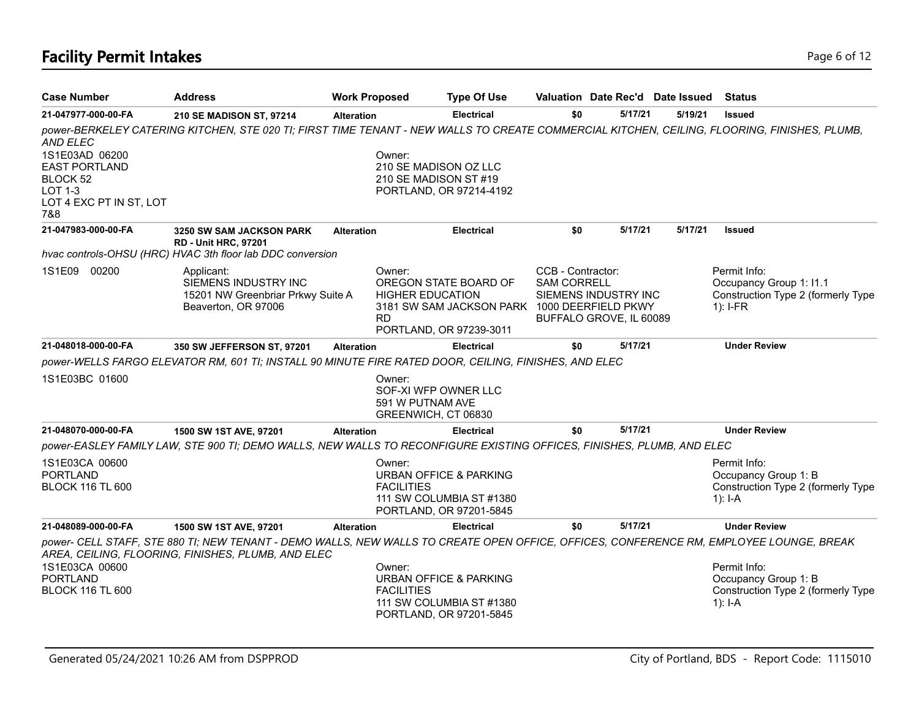# Facility Permit Intakes

| Case Number | Address | Work Proposed | Type Of Use | Valuation | Date Rec'd | Date Issued | Status |
|---|---|---|---|---|---|---|---|
| **21-047977-000-00-FA** | **210 SE MADISON ST, 97214** | **Alteration** | **Electrical** | **$0** | **5/17/21** | **5/19/21** | **Issued** |

*power-BERKELEY CATERING KITCHEN, STE 020 TI; FIRST TIME TENANT - NEW WALLS TO CREATE COMMERCIAL KITCHEN, CEILING, FLOORING, FINISHES, PLUMB, AND ELEC*

1S1E03AD 06200
EAST PORTLAND
BLOCK 52
LOT 1-3
LOT 4 EXC PT IN ST, LOT 7&8

Owner:
210 SE MADISON OZ LLC
210 SE MADISON ST #19
PORTLAND, OR 97214-4192

| Case Number | Address | Work Proposed | Type Of Use | Valuation | Date Rec'd | Date Issued | Status |
|---|---|---|---|---|---|---|---|
| **21-047983-000-00-FA** | **3250 SW SAM JACKSON PARK RD - Unit HRC, 97201** | **Alteration** | **Electrical** | **$0** | **5/17/21** | **5/17/21** | **Issued** |

*hvac controls-OHSU (HRC) HVAC 3th floor lab DDC conversion*

1S1E09 00200

Applicant:
SIEMENS INDUSTRY INC
15201 NW Greenbriar Prkwy Suite A
Beaverton, OR 97006

Owner:
OREGON STATE BOARD OF HIGHER EDUCATION
3181 SW SAM JACKSON PARK RD
PORTLAND, OR 97239-3011

CCB - Contractor:
SAM CORRELL
SIEMENS INDUSTRY INC
1000 DEERFIELD PKWY
BUFFALO GROVE, IL 60089

Permit Info:
Occupancy Group 1: I1.1
Construction Type 2 (formerly Type 1): I-FR

| Case Number | Address | Work Proposed | Type Of Use | Valuation | Date Rec'd | Date Issued | Status |
|---|---|---|---|---|---|---|---|
| **21-048018-000-00-FA** | **350 SW JEFFERSON ST, 97201** | **Alteration** | **Electrical** | **$0** | **5/17/21** | | **Under Review** |

*power-WELLS FARGO ELEVATOR RM, 601 TI; INSTALL 90 MINUTE FIRE RATED DOOR, CEILING, FINISHES, AND ELEC*

1S1E03BC 01600

Owner:
SOF-XI WFP OWNER LLC
591 W PUTNAM AVE
GREENWICH, CT 06830

| Case Number | Address | Work Proposed | Type Of Use | Valuation | Date Rec'd | Date Issued | Status |
|---|---|---|---|---|---|---|---|
| **21-048070-000-00-FA** | **1500 SW 1ST AVE, 97201** | **Alteration** | **Electrical** | **$0** | **5/17/21** | | **Under Review** |

*power-EASLEY FAMILY LAW, STE 900 TI; DEMO WALLS, NEW WALLS TO RECONFIGURE EXISTING OFFICES, FINISHES, PLUMB, AND ELEC*

1S1E03CA 00600
PORTLAND
BLOCK 116 TL 600

Owner:
URBAN OFFICE & PARKING FACILITIES
111 SW COLUMBIA ST #1380
PORTLAND, OR 97201-5845

Permit Info:
Occupancy Group 1: B
Construction Type 2 (formerly Type 1): I-A

| Case Number | Address | Work Proposed | Type Of Use | Valuation | Date Rec'd | Date Issued | Status |
|---|---|---|---|---|---|---|---|
| **21-048089-000-00-FA** | **1500 SW 1ST AVE, 97201** | **Alteration** | **Electrical** | **$0** | **5/17/21** | | **Under Review** |

*power- CELL STAFF, STE 880 TI; NEW TENANT - DEMO WALLS, NEW WALLS TO CREATE OPEN OFFICE, OFFICES, CONFERENCE RM, EMPLOYEE LOUNGE, BREAK AREA, CEILING, FLOORING, FINISHES, PLUMB, AND ELEC*

1S1E03CA 00600
PORTLAND
BLOCK 116 TL 600

Owner:
URBAN OFFICE & PARKING FACILITIES
111 SW COLUMBIA ST #1380
PORTLAND, OR 97201-5845

Permit Info:
Occupancy Group 1: B
Construction Type 2 (formerly Type 1): I-A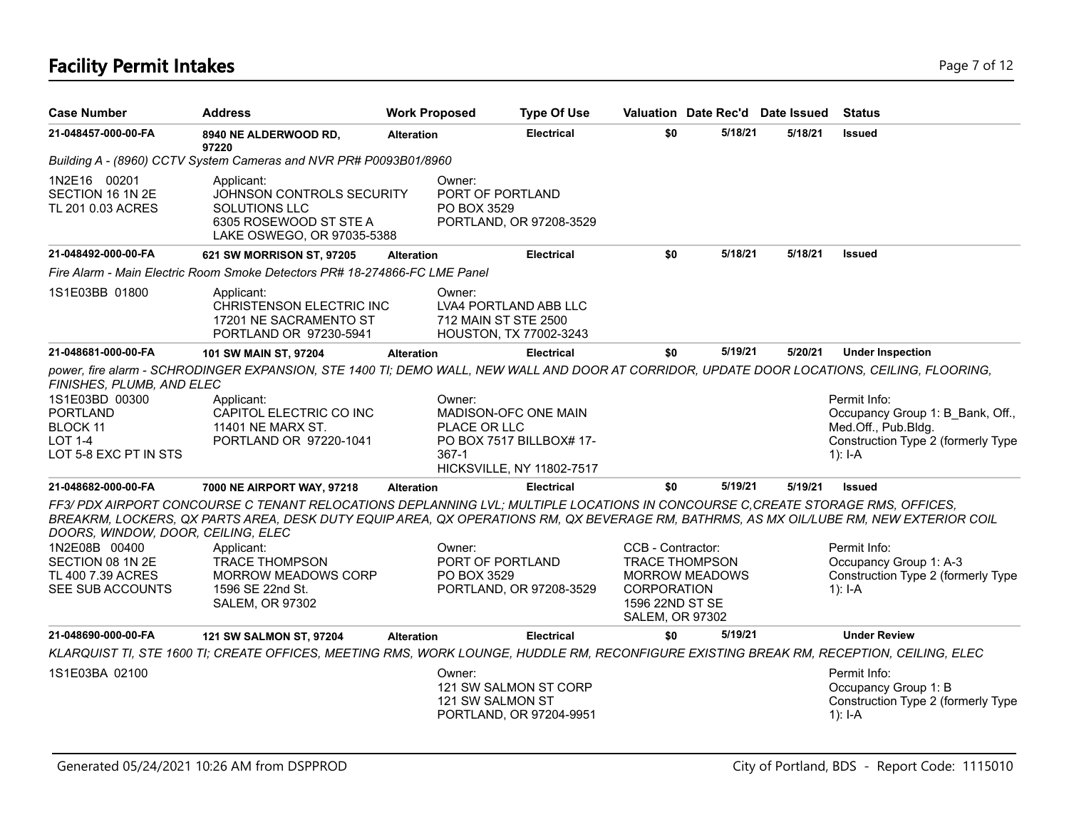# Facility Permit Intakes

| Case Number | Address | Work Proposed | Type Of Use | Valuation | Date Rec'd | Date Issued | Status |
|---|---|---|---|---|---|---|---|
| **21-048457-000-00-FA** | **8940 NE ALDERWOOD RD, 97220** | **Alteration** | **Electrical** | **$0** | **5/18/21** | **5/18/21** | **Issued** |

*Building A - (8960) CCTV System Cameras and NVR PR# P0093B01/8960*

1N2E16 00201
SECTION 16 1N 2E
TL 201 0.03 ACRES

Applicant:
JOHNSON CONTROLS SECURITY SOLUTIONS LLC
6305 ROSEWOOD ST STE A
LAKE OSWEGO, OR 97035-5388

Owner:
PORT OF PORTLAND
PO BOX 3529
PORTLAND, OR 97208-3529

| Case Number | Address | Work Proposed | Type Of Use | Valuation | Date Rec'd | Date Issued | Status |
|---|---|---|---|---|---|---|---|
| **21-048492-000-00-FA** | **621 SW MORRISON ST, 97205** | **Alteration** | **Electrical** | **$0** | **5/18/21** | **5/18/21** | **Issued** |

*Fire Alarm - Main Electric Room Smoke Detectors PR# 18-274866-FC LME Panel*

1S1E03BB 01800

Applicant:
CHRISTENSON ELECTRIC INC
17201 NE SACRAMENTO ST
PORTLAND OR 97230-5941

Owner:
LVA4 PORTLAND ABB LLC
712 MAIN ST STE 2500
HOUSTON, TX 77002-3243

| Case Number | Address | Work Proposed | Type Of Use | Valuation | Date Rec'd | Date Issued | Status |
|---|---|---|---|---|---|---|---|
| **21-048681-000-00-FA** | **101 SW MAIN ST, 97204** | **Alteration** | **Electrical** | **$0** | **5/19/21** | **5/20/21** | **Under Inspection** |

*power, fire alarm - SCHRODINGER EXPANSION, STE 1400 TI; DEMO WALL, NEW WALL AND DOOR AT CORRIDOR, UPDATE DOOR LOCATIONS, CEILING, FLOORING, FINISHES, PLUMB, AND ELEC*

1S1E03BD 00300
PORTLAND
BLOCK 11
LOT 1-4
LOT 5-8 EXC PT IN STS

Applicant:
CAPITOL ELECTRIC CO INC
11401 NE MARX ST.
PORTLAND OR 97220-1041

Owner:
MADISON-OFC ONE MAIN PLACE OR LLC
PO BOX 7517 BILLBOX# 17-367-1
HICKSVILLE, NY 11802-7517

Permit Info:
Occupancy Group 1: B_Bank, Off., Med.Off., Pub.Bldg.
Construction Type 2 (formerly Type 1): I-A

| Case Number | Address | Work Proposed | Type Of Use | Valuation | Date Rec'd | Date Issued | Status |
|---|---|---|---|---|---|---|---|
| **21-048682-000-00-FA** | **7000 NE AIRPORT WAY, 97218** | **Alteration** | **Electrical** | **$0** | **5/19/21** | **5/19/21** | **Issued** |

*FF3/ PDX AIRPORT CONCOURSE C TENANT RELOCATIONS DEPLANNING LVL; MULTIPLE LOCATIONS IN CONCOURSE C,CREATE STORAGE RMS, OFFICES, BREAKRM, LOCKERS, QX PARTS AREA, DESK DUTY EQUIP AREA, QX OPERATIONS RM, QX BEVERAGE RM, BATHRMS, AS MX OIL/LUBE RM, NEW EXTERIOR COIL DOORS, WINDOW, DOOR, CEILING, ELEC*

1N2E08B 00400
SECTION 08 1N 2E
TL 400 7.39 ACRES
SEE SUB ACCOUNTS

Applicant:
TRACE THOMPSON
MORROW MEADOWS CORP
1596 SE 22nd St.
SALEM, OR 97302

Owner:
PORT OF PORTLAND
PO BOX 3529
PORTLAND, OR 97208-3529

CCB - Contractor:
TRACE THOMPSON
MORROW MEADOWS CORPORATION
1596 22ND ST SE
SALEM, OR 97302

Permit Info:
Occupancy Group 1: A-3
Construction Type 2 (formerly Type 1): I-A

| Case Number | Address | Work Proposed | Type Of Use | Valuation | Date Rec'd | Date Issued | Status |
|---|---|---|---|---|---|---|---|
| **21-048690-000-00-FA** | **121 SW SALMON ST, 97204** | **Alteration** | **Electrical** | **$0** | **5/19/21** | | **Under Review** |

*KLARQUIST TI, STE 1600 TI; CREATE OFFICES, MEETING RMS, WORK LOUNGE, HUDDLE RM, RECONFIGURE EXISTING BREAK RM, RECEPTION, CEILING, ELEC*

1S1E03BA 02100

Owner:
121 SW SALMON ST CORP
121 SW SALMON ST
PORTLAND, OR 97204-9951

Permit Info:
Occupancy Group 1: B
Construction Type 2 (formerly Type 1): I-A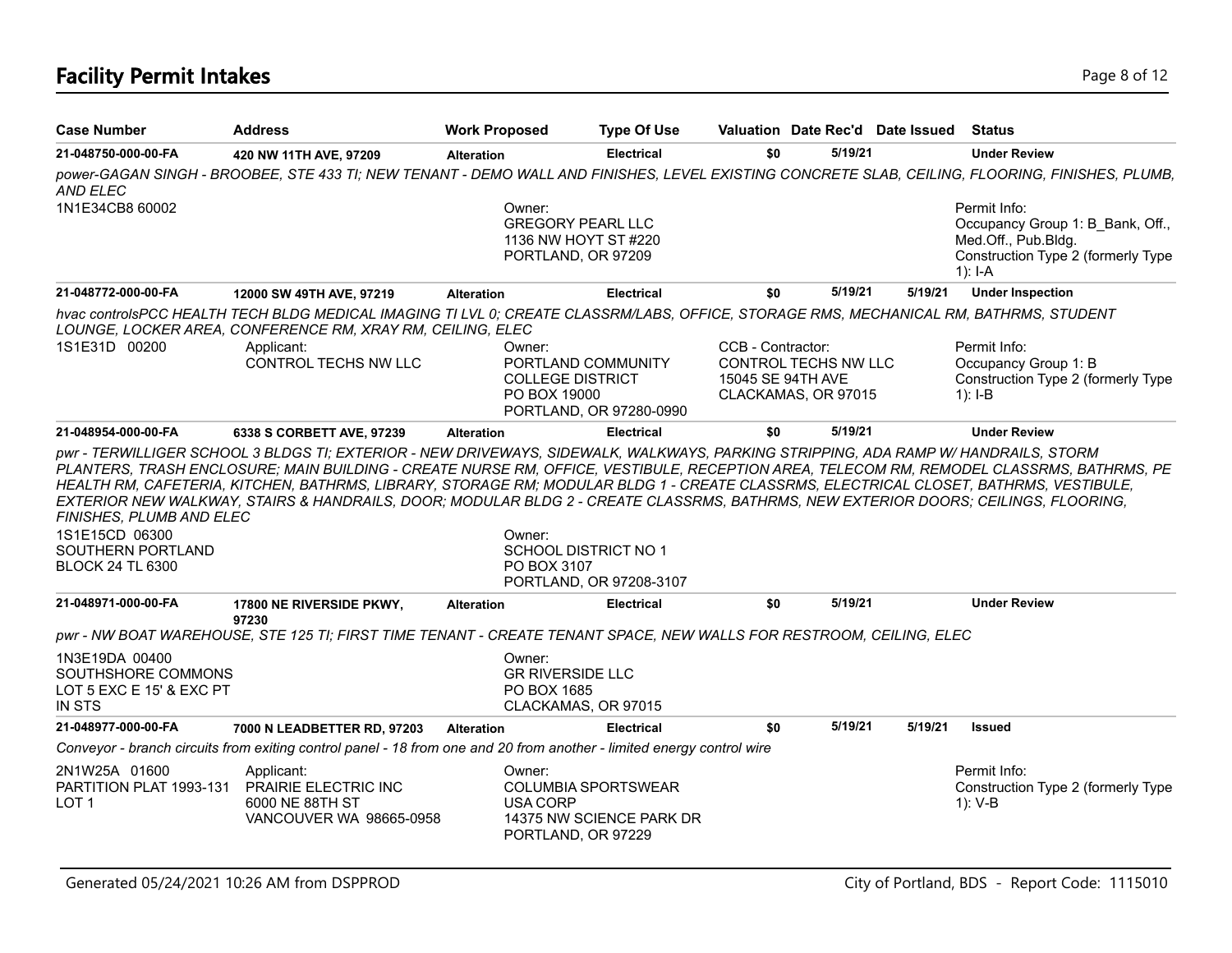# Facility Permit Intakes

| Case Number | Address | Work Proposed | Type Of Use | Valuation | Date Rec'd | Date Issued | Status |
|---|---|---|---|---|---|---|---|
| 21-048750-000-00-FA | 420 NW 11TH AVE, 97209 | Alteration | Electrical | $0 | 5/19/21 | | Under Review |

*power-GAGAN SINGH - BROOBEE, STE 433 TI; NEW TENANT - DEMO WALL AND FINISHES, LEVEL EXISTING CONCRETE SLAB, CEILING, FLOORING, FINISHES, PLUMB, AND ELEC*

1N1E34CB8 60002

Owner:
GREGORY PEARL LLC
1136 NW HOYT ST #220
PORTLAND, OR 97209

Permit Info:
Occupancy Group 1: B_Bank, Off., Med.Off., Pub.Bldg.
Construction Type 2 (formerly Type 1): I-A

| Case Number | Address | Work Proposed | Type Of Use | Valuation | Date Rec'd | Date Issued | Status |
|---|---|---|---|---|---|---|---|
| 21-048772-000-00-FA | 12000 SW 49TH AVE, 97219 | Alteration | Electrical | $0 | 5/19/21 | 5/19/21 | Under Inspection |

*hvac controlsPCC HEALTH TECH BLDG MEDICAL IMAGING TI LVL 0; CREATE CLASSRM/LABS, OFFICE, STORAGE RMS, MECHANICAL RM, BATHRMS, STUDENT LOUNGE, LOCKER AREA, CONFERENCE RM, XRAY RM, CEILING, ELEC*

1S1E31D 00200

Applicant:
CONTROL TECHS NW LLC

Owner:
PORTLAND COMMUNITY COLLEGE DISTRICT
PO BOX 19000
PORTLAND, OR 97280-0990

CCB - Contractor:
CONTROL TECHS NW LLC
15045 SE 94TH AVE
CLACKAMAS, OR 97015

Permit Info:
Occupancy Group 1: B
Construction Type 2 (formerly Type 1): I-B

| Case Number | Address | Work Proposed | Type Of Use | Valuation | Date Rec'd | Date Issued | Status |
|---|---|---|---|---|---|---|---|
| 21-048954-000-00-FA | 6338 S CORBETT AVE, 97239 | Alteration | Electrical | $0 | 5/19/21 | | Under Review |

*pwr - TERWILLIGER SCHOOL 3 BLDGS TI; EXTERIOR - NEW DRIVEWAYS, SIDEWALK, WALKWAYS, PARKING STRIPPING, ADA RAMP W/ HANDRAILS, STORM PLANTERS, TRASH ENCLOSURE; MAIN BUILDING - CREATE NURSE RM, OFFICE, VESTIBULE, RECEPTION AREA, TELECOM RM, REMODEL CLASSRMS, BATHRMS, PE HEALTH RM, CAFETERIA, KITCHEN, BATHRMS, LIBRARY, STORAGE RM; MODULAR BLDG 1 - CREATE CLASSRMS, ELECTRICAL CLOSET, BATHRMS, VESTIBULE, EXTERIOR NEW WALKWAY, STAIRS & HANDRAILS, DOOR; MODULAR BLDG 2 - CREATE CLASSRMS, BATHRMS, NEW EXTERIOR DOORS; CEILINGS, FLOORING, FINISHES, PLUMB AND ELEC*

1S1E15CD 06300
SOUTHERN PORTLAND
BLOCK 24 TL 6300

Owner:
SCHOOL DISTRICT NO 1
PO BOX 3107
PORTLAND, OR 97208-3107

| Case Number | Address | Work Proposed | Type Of Use | Valuation | Date Rec'd | Date Issued | Status |
|---|---|---|---|---|---|---|---|
| 21-048971-000-00-FA | 17800 NE RIVERSIDE PKWY, 97230 | Alteration | Electrical | $0 | 5/19/21 | | Under Review |

*pwr - NW BOAT WAREHOUSE, STE 125 TI; FIRST TIME TENANT - CREATE TENANT SPACE, NEW WALLS FOR RESTROOM, CEILING, ELEC*

1N3E19DA 00400
SOUTHSHORE COMMONS
LOT 5 EXC E 15' & EXC PT IN STS

Owner:
GR RIVERSIDE LLC
PO BOX 1685
CLACKAMAS, OR 97015

| Case Number | Address | Work Proposed | Type Of Use | Valuation | Date Rec'd | Date Issued | Status |
|---|---|---|---|---|---|---|---|
| 21-048977-000-00-FA | 7000 N LEADBETTER RD, 97203 | Alteration | Electrical | $0 | 5/19/21 | 5/19/21 | Issued |

*Conveyor - branch circuits from exiting control panel - 18 from one and 20 from another - limited energy control wire*

2N1W25A 01600
PARTITION PLAT 1993-131
LOT 1

Applicant:
PRAIRIE ELECTRIC INC
6000 NE 88TH ST
VANCOUVER WA 98665-0958

Owner:
COLUMBIA SPORTSWEAR USA CORP
14375 NW SCIENCE PARK DR
PORTLAND, OR 97229

Permit Info:
Construction Type 2 (formerly Type 1): V-B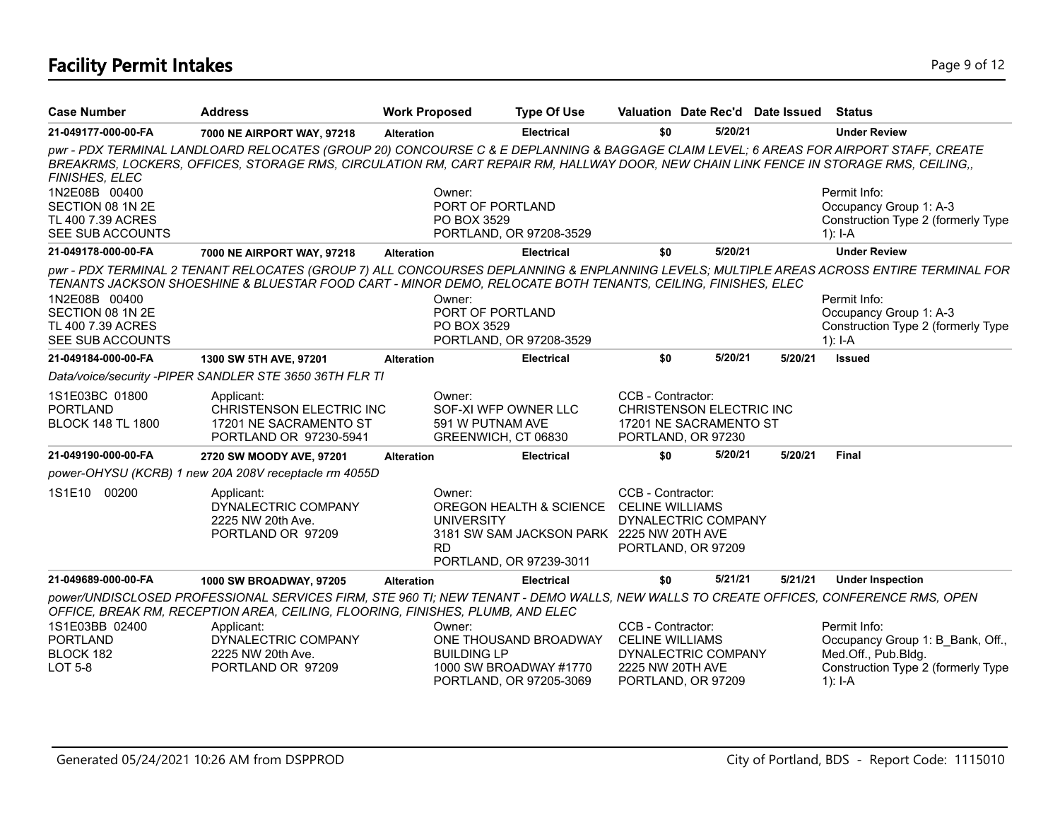# Facility Permit Intakes

| Case Number | Address | Work Proposed | Type Of Use | Valuation | Date Rec'd | Date Issued | Status |
|---|---|---|---|---|---|---|---|
| 21-049177-000-00-FA | 7000 NE AIRPORT WAY, 97218 | Alteration | Electrical | $0 | 5/20/21 | | Under Review |

*pwr - PDX TERMINAL LANDLOARD RELOCATES (GROUP 20) CONCOURSE C & E DEPLANNING & BAGGAGE CLAIM LEVEL; 6 AREAS FOR AIRPORT STAFF, CREATE BREAKRMS, LOCKERS, OFFICES, STORAGE RMS, CIRCULATION RM, CART REPAIR RM, HALLWAY DOOR, NEW CHAIN LINK FENCE IN STORAGE RMS, CEILING,, FINISHES, ELEC*

1N2E08B 00400
SECTION 08 1N 2E
TL 400 7.39 ACRES
SEE SUB ACCOUNTS

Owner:
PORT OF PORTLAND
PO BOX 3529
PORTLAND, OR 97208-3529

Permit Info:
Occupancy Group 1: A-3
Construction Type 2 (formerly Type 1): I-A

| Case Number | Address | Work Proposed | Type Of Use | Valuation | Date Rec'd | Date Issued | Status |
|---|---|---|---|---|---|---|---|
| 21-049178-000-00-FA | 7000 NE AIRPORT WAY, 97218 | Alteration | Electrical | $0 | 5/20/21 | | Under Review |

*pwr - PDX TERMINAL 2 TENANT RELOCATES (GROUP 7) ALL CONCOURSES DEPLANNING & ENPLANNING LEVELS; MULTIPLE AREAS ACROSS ENTIRE TERMINAL FOR TENANTS JACKSON SHOESHINE & BLUESTAR FOOD CART - MINOR DEMO, RELOCATE BOTH TENANTS, CEILING, FINISHES, ELEC*

1N2E08B 00400
SECTION 08 1N 2E
TL 400 7.39 ACRES
SEE SUB ACCOUNTS

Owner:
PORT OF PORTLAND
PO BOX 3529
PORTLAND, OR 97208-3529

Permit Info:
Occupancy Group 1: A-3
Construction Type 2 (formerly Type 1): I-A

| Case Number | Address | Work Proposed | Type Of Use | Valuation | Date Rec'd | Date Issued | Status |
|---|---|---|---|---|---|---|---|
| 21-049184-000-00-FA | 1300 SW 5TH AVE, 97201 | Alteration | Electrical | $0 | 5/20/21 | 5/20/21 | Issued |

*Data/voice/security -PIPER SANDLER STE 3650 36TH FLR TI*

1S1E03BC 01800
PORTLAND
BLOCK 148 TL 1800

Applicant:
CHRISTENSON ELECTRIC INC
17201 NE SACRAMENTO ST
PORTLAND OR 97230-5941

Owner:
SOF-XI WFP OWNER LLC
591 W PUTNAM AVE
GREENWICH, CT 06830

CCB - Contractor:
CHRISTENSON ELECTRIC INC
17201 NE SACRAMENTO ST
PORTLAND, OR 97230

| Case Number | Address | Work Proposed | Type Of Use | Valuation | Date Rec'd | Date Issued | Status |
|---|---|---|---|---|---|---|---|
| 21-049190-000-00-FA | 2720 SW MOODY AVE, 97201 | Alteration | Electrical | $0 | 5/20/21 | 5/20/21 | Final |

*power-OHYSU (KCRB) 1 new 20A 208V receptacle rm 4055D*

1S1E10 00200

Applicant:
DYNALECTRIC COMPANY
2225 NW 20th Ave.
PORTLAND OR 97209

Owner:
OREGON HEALTH & SCIENCE UNIVERSITY
3181 SW SAM JACKSON PARK RD
PORTLAND, OR 97239-3011

CCB - Contractor:
CELINE WILLIAMS
DYNALECTRIC COMPANY
2225 NW 20TH AVE
PORTLAND, OR 97209

| Case Number | Address | Work Proposed | Type Of Use | Valuation | Date Rec'd | Date Issued | Status |
|---|---|---|---|---|---|---|---|
| 21-049689-000-00-FA | 1000 SW BROADWAY, 97205 | Alteration | Electrical | $0 | 5/21/21 | 5/21/21 | Under Inspection |

*power/UNDISCLOSED PROFESSIONAL SERVICES FIRM, STE 960 TI; NEW TENANT - DEMO WALLS, NEW WALLS TO CREATE OFFICES, CONFERENCE RMS, OPEN OFFICE, BREAK RM, RECEPTION AREA, CEILING, FLOORING, FINISHES, PLUMB, AND ELEC*

1S1E03BB 02400
PORTLAND
BLOCK 182
LOT 5-8

Applicant:
DYNALECTRIC COMPANY
2225 NW 20th Ave.
PORTLAND OR 97209

Owner:
ONE THOUSAND BROADWAY BUILDING LP
1000 SW BROADWAY #1770
PORTLAND, OR 97205-3069

CCB - Contractor:
CELINE WILLIAMS
DYNALECTRIC COMPANY
2225 NW 20TH AVE
PORTLAND, OR 97209

Permit Info:
Occupancy Group 1: B_Bank, Off., Med.Off., Pub.Bldg.
Construction Type 2 (formerly Type 1): I-A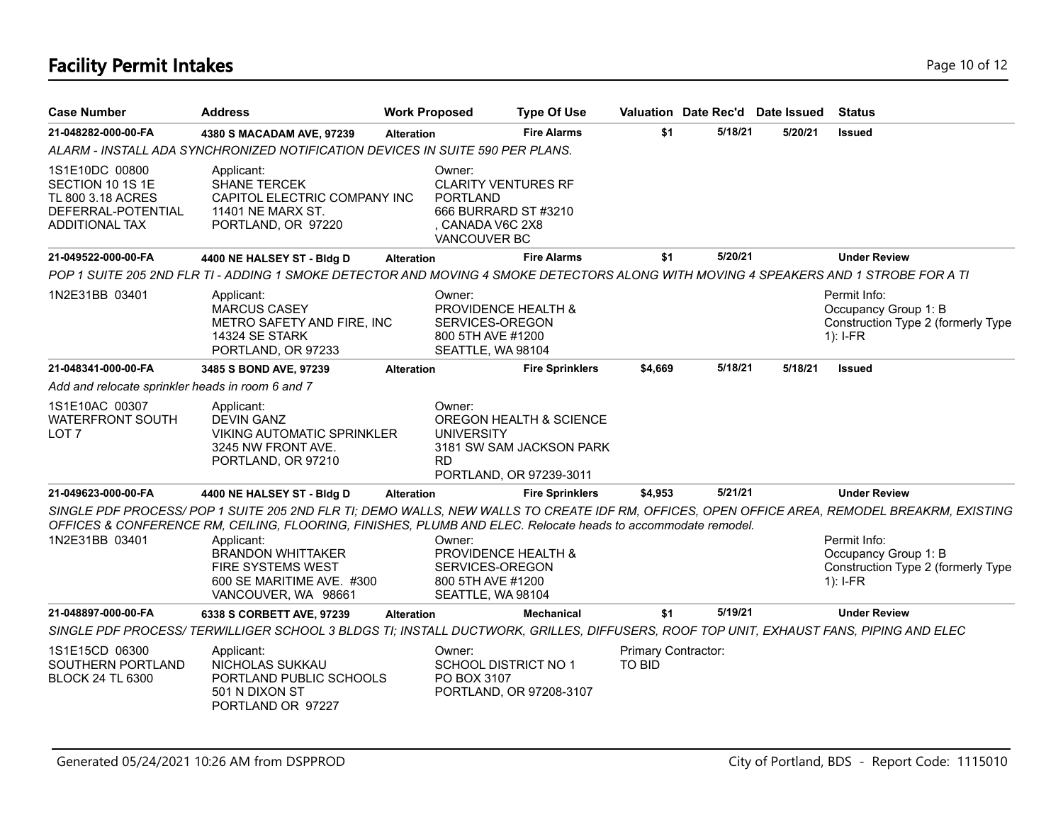# Facility Permit Intakes

| Case Number | Address | Work Proposed | Type Of Use | Valuation | Date Rec'd | Date Issued | Status |
|---|---|---|---|---|---|---|---|
| **21-048282-000-00-FA** | **4380 S MACADAM AVE, 97239** | **Alteration** | **Fire Alarms** | **$1** | **5/18/21** | **5/20/21** | **Issued** |

*ALARM - INSTALL ADA SYNCHRONIZED NOTIFICATION DEVICES IN SUITE 590 PER PLANS.*

1S1E10DC 00800
SECTION 10 1S 1E
TL 800 3.18 ACRES
DEFERRAL-POTENTIAL
ADDITIONAL TAX

Applicant:
SHANE TERCEK
CAPITOL ELECTRIC COMPANY INC
11401 NE MARX ST.
PORTLAND, OR 97220

Owner:
CLARITY VENTURES RF
PORTLAND
666 BURRARD ST #3210
, CANADA V6C 2X8
VANCOUVER BC

| Case Number | Address | Work Proposed | Type Of Use | Valuation | Date Rec'd | Date Issued | Status |
|---|---|---|---|---|---|---|---|
| **21-049522-000-00-FA** | **4400 NE HALSEY ST - Bldg D** | **Alteration** | **Fire Alarms** | **$1** | **5/20/21** | | **Under Review** |

*POP 1 SUITE 205 2ND FLR TI - ADDING 1 SMOKE DETECTOR AND MOVING 4 SMOKE DETECTORS ALONG WITH MOVING 4 SPEAKERS AND 1 STROBE FOR A TI*

1N2E31BB 03401

Applicant:
MARCUS CASEY
METRO SAFETY AND FIRE, INC
14324 SE STARK
PORTLAND, OR 97233

Owner:
PROVIDENCE HEALTH &
SERVICES-OREGON
800 5TH AVE #1200
SEATTLE, WA 98104

Permit Info:
Occupancy Group 1: B
Construction Type 2 (formerly Type 1): I-FR

| Case Number | Address | Work Proposed | Type Of Use | Valuation | Date Rec'd | Date Issued | Status |
|---|---|---|---|---|---|---|---|
| **21-048341-000-00-FA** | **3485 S BOND AVE, 97239** | **Alteration** | **Fire Sprinklers** | **$4,669** | **5/18/21** | **5/18/21** | **Issued** |

*Add and relocate sprinkler heads in room 6 and 7*

1S1E10AC 00307
WATERFRONT SOUTH
LOT 7

Applicant:
DEVIN GANZ
VIKING AUTOMATIC SPRINKLER
3245 NW FRONT AVE.
PORTLAND, OR 97210

Owner:
OREGON HEALTH & SCIENCE
UNIVERSITY
3181 SW SAM JACKSON PARK
RD
PORTLAND, OR 97239-3011

| Case Number | Address | Work Proposed | Type Of Use | Valuation | Date Rec'd | Date Issued | Status |
|---|---|---|---|---|---|---|---|
| **21-049623-000-00-FA** | **4400 NE HALSEY ST - Bldg D** | **Alteration** | **Fire Sprinklers** | **$4,953** | **5/21/21** | | **Under Review** |

*SINGLE PDF PROCESS/ POP 1 SUITE 205 2ND FLR TI; DEMO WALLS, NEW WALLS TO CREATE IDF RM, OFFICES, OPEN OFFICE AREA, REMODEL BREAKRM, EXISTING OFFICES & CONFERENCE RM, CEILING, FLOORING, FINISHES, PLUMB AND ELEC. Relocate heads to accommodate remodel.*

1N2E31BB 03401

Applicant:
BRANDON WHITTAKER
FIRE SYSTEMS WEST
600 SE MARITIME AVE. #300
VANCOUVER, WA 98661

Owner:
PROVIDENCE HEALTH &
SERVICES-OREGON
800 5TH AVE #1200
SEATTLE, WA 98104

Permit Info:
Occupancy Group 1: B
Construction Type 2 (formerly Type 1): I-FR

| Case Number | Address | Work Proposed | Type Of Use | Valuation | Date Rec'd | Date Issued | Status |
|---|---|---|---|---|---|---|---|
| **21-048897-000-00-FA** | **6338 S CORBETT AVE, 97239** | **Alteration** | **Mechanical** | **$1** | **5/19/21** | | **Under Review** |

*SINGLE PDF PROCESS/ TERWILLIGER SCHOOL 3 BLDGS TI; INSTALL DUCTWORK, GRILLES, DIFFUSERS, ROOF TOP UNIT, EXHAUST FANS, PIPING AND ELEC*

1S1E15CD 06300
SOUTHERN PORTLAND
BLOCK 24 TL 6300

Applicant:
NICHOLAS SUKKAU
PORTLAND PUBLIC SCHOOLS
501 N DIXON ST
PORTLAND OR 97227

Owner:
SCHOOL DISTRICT NO 1
PO BOX 3107
PORTLAND, OR 97208-3107

Primary Contractor:
TO BID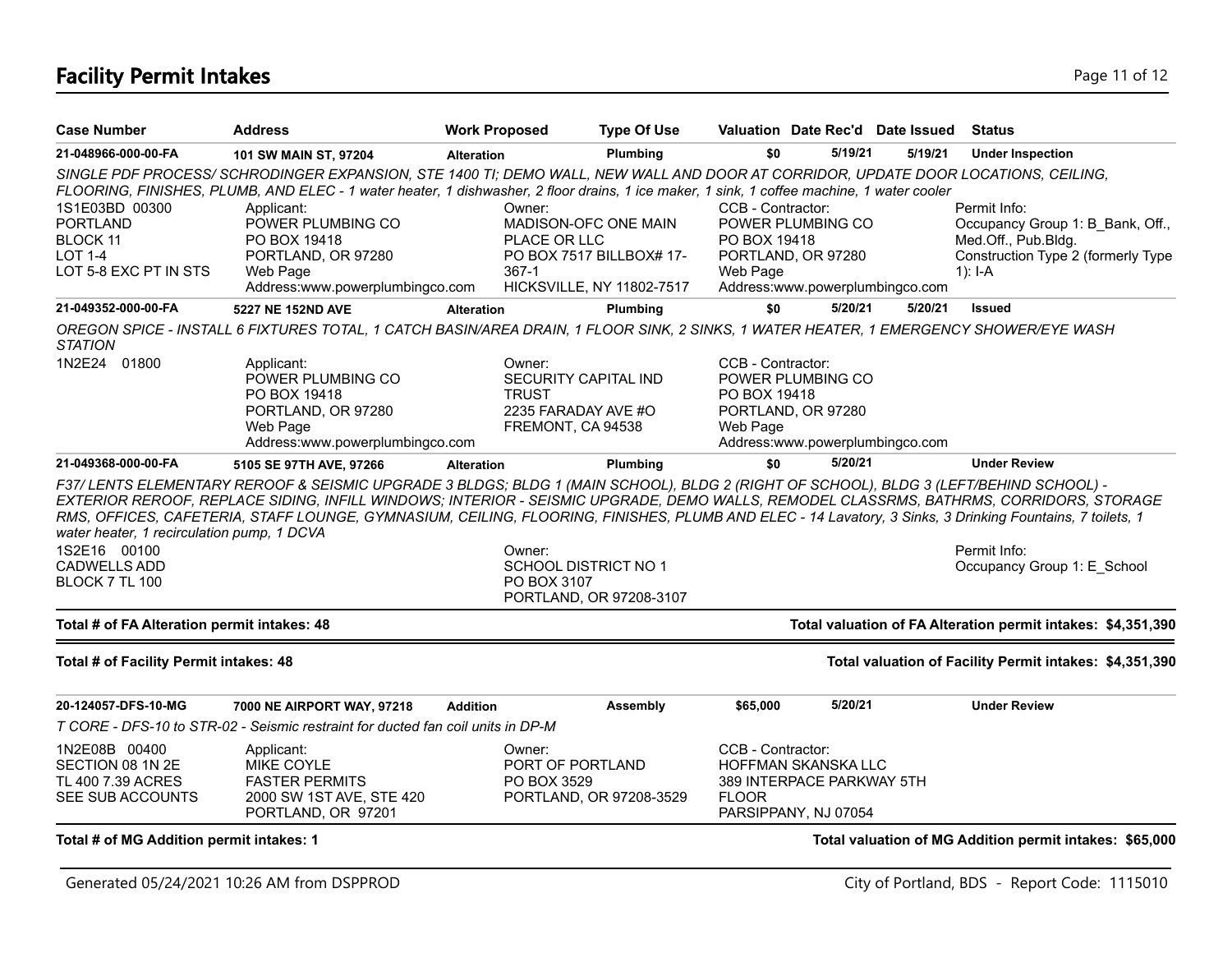# Facility Permit Intakes

| Case Number | Address | Work Proposed | Type Of Use | Valuation | Date Rec'd | Date Issued | Status |
|---|---|---|---|---|---|---|---|
| **21-048966-000-00-FA** | **101 SW MAIN ST, 97204** | **Alteration** | **Plumbing** | **$0** | **5/19/21** | **5/19/21** | **Under Inspection** |

*SINGLE PDF PROCESS/ SCHRODINGER EXPANSION, STE 1400 TI; DEMO WALL, NEW WALL AND DOOR AT CORRIDOR, UPDATE DOOR LOCATIONS, CEILING, FLOORING, FINISHES, PLUMB, AND ELEC - 1 water heater, 1 dishwasher, 2 floor drains, 1 ice maker, 1 sink, 1 coffee machine, 1 water cooler*

1S1E03BD 00300
PORTLAND
BLOCK 11
LOT 1-4
LOT 5-8 EXC PT IN STS

Applicant:
POWER PLUMBING CO
PO BOX 19418
PORTLAND, OR 97280
Web Page
Address:www.powerplumbingco.com

Owner:
MADISON-OFC ONE MAIN PLACE OR LLC
PO BOX 7517 BILLBOX# 17-367-1
HICKSVILLE, NY 11802-7517

CCB - Contractor:
POWER PLUMBING CO
PO BOX 19418
PORTLAND, OR 97280
Web Page
Address:www.powerplumbingco.com

Permit Info:
Occupancy Group 1: B_Bank, Off., Med.Off., Pub.Bldg.
Construction Type 2 (formerly Type 1): I-A

| Case Number | Address | Work Proposed | Type Of Use | Valuation | Date Rec'd | Date Issued | Status |
|---|---|---|---|---|---|---|---|
| **21-049352-000-00-FA** | **5227 NE 152ND AVE** | **Alteration** | **Plumbing** | **$0** | **5/20/21** | **5/20/21** | **Issued** |

*OREGON SPICE - INSTALL 6 FIXTURES TOTAL, 1 CATCH BASIN/AREA DRAIN, 1 FLOOR SINK, 2 SINKS, 1 WATER HEATER, 1 EMERGENCY SHOWER/EYE WASH STATION*

1N2E24 01800

Applicant:
POWER PLUMBING CO
PO BOX 19418
PORTLAND, OR 97280
Web Page
Address:www.powerplumbingco.com

Owner:
SECURITY CAPITAL IND TRUST
2235 FARADAY AVE #O
FREMONT, CA 94538

CCB - Contractor:
POWER PLUMBING CO
PO BOX 19418
PORTLAND, OR 97280
Web Page
Address:www.powerplumbingco.com

| Case Number | Address | Work Proposed | Type Of Use | Valuation | Date Rec'd | Date Issued | Status |
|---|---|---|---|---|---|---|---|
| **21-049368-000-00-FA** | **5105 SE 97TH AVE, 97266** | **Alteration** | **Plumbing** | **$0** | **5/20/21** | | **Under Review** |

*F37/ LENTS ELEMENTARY REROOF & SEISMIC UPGRADE 3 BLDGS; BLDG 1 (MAIN SCHOOL), BLDG 2 (RIGHT OF SCHOOL), BLDG 3 (LEFT/BEHIND SCHOOL) - EXTERIOR REROOF, REPLACE SIDING, INFILL WINDOWS; INTERIOR - SEISMIC UPGRADE, DEMO WALLS, REMODEL CLASSRMS, BATHRMS, CORRIDORS, STORAGE RMS, OFFICES, CAFETERIA, STAFF LOUNGE, GYMNASIUM, CEILING, FLOORING, FINISHES, PLUMB AND ELEC - 14 Lavatory, 3 Sinks, 3 Drinking Fountains, 7 toilets, 1 water heater, 1 recirculation pump, 1 DCVA*

1S2E16 00100
CADWELLS ADD
BLOCK 7 TL 100

Owner:
SCHOOL DISTRICT NO 1
PO BOX 3107
PORTLAND, OR 97208-3107

Permit Info:
Occupancy Group 1: E_School

**Total # of FA Alteration permit intakes: 48** — **Total valuation of FA Alteration permit intakes: $4,351,390**

**Total # of Facility Permit intakes: 48** — **Total valuation of Facility Permit intakes: $4,351,390**

| Case Number | Address | Work Proposed | Type Of Use | Valuation | Date Rec'd | Date Issued | Status |
|---|---|---|---|---|---|---|---|
| **20-124057-DFS-10-MG** | **7000 NE AIRPORT WAY, 97218** | **Addition** | **Assembly** | **$65,000** | **5/20/21** | | **Under Review** |

*T CORE - DFS-10 to STR-02 - Seismic restraint for ducted fan coil units in DP-M*

1N2E08B 00400
SECTION 08 1N 2E
TL 400 7.39 ACRES
SEE SUB ACCOUNTS

Applicant:
MIKE COYLE
FASTER PERMITS
2000 SW 1ST AVE, STE 420
PORTLAND, OR 97201

Owner:
PORT OF PORTLAND
PO BOX 3529
PORTLAND, OR 97208-3529

CCB - Contractor:
HOFFMAN SKANSKA LLC
389 INTERPACE PARKWAY 5TH FLOOR
PARSIPPANY, NJ 07054

**Total # of MG Addition permit intakes: 1** — **Total valuation of MG Addition permit intakes: $65,000**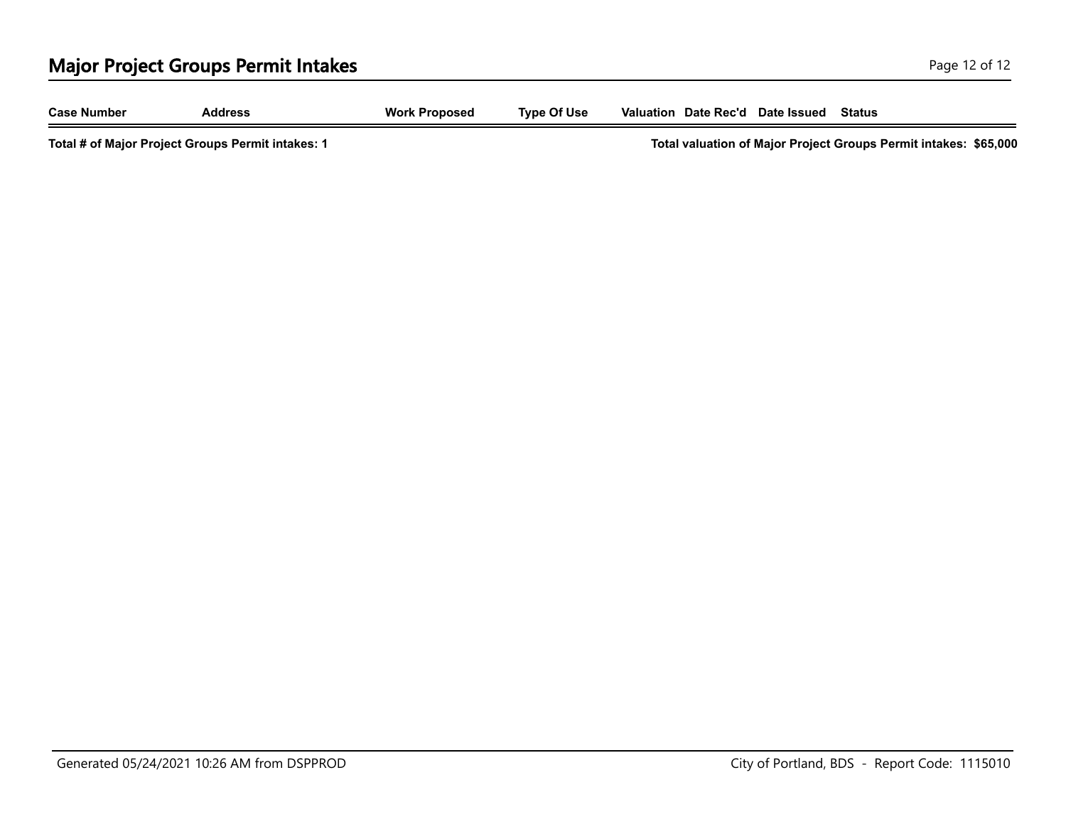# Major Project Groups Permit Intakes

| Case Number | Address | Work Proposed | Type Of Use | Valuation | Date Rec'd | Date Issued | Status |
|---|---|---|---|---|---|---|---|

**Total # of Major Project Groups Permit intakes: 1**

**Total valuation of Major Project Groups Permit intakes: $65,000**

Generated 05/24/2021 10:26 AM from DSPPROD

City of Portland, BDS - Report Code: 1115010